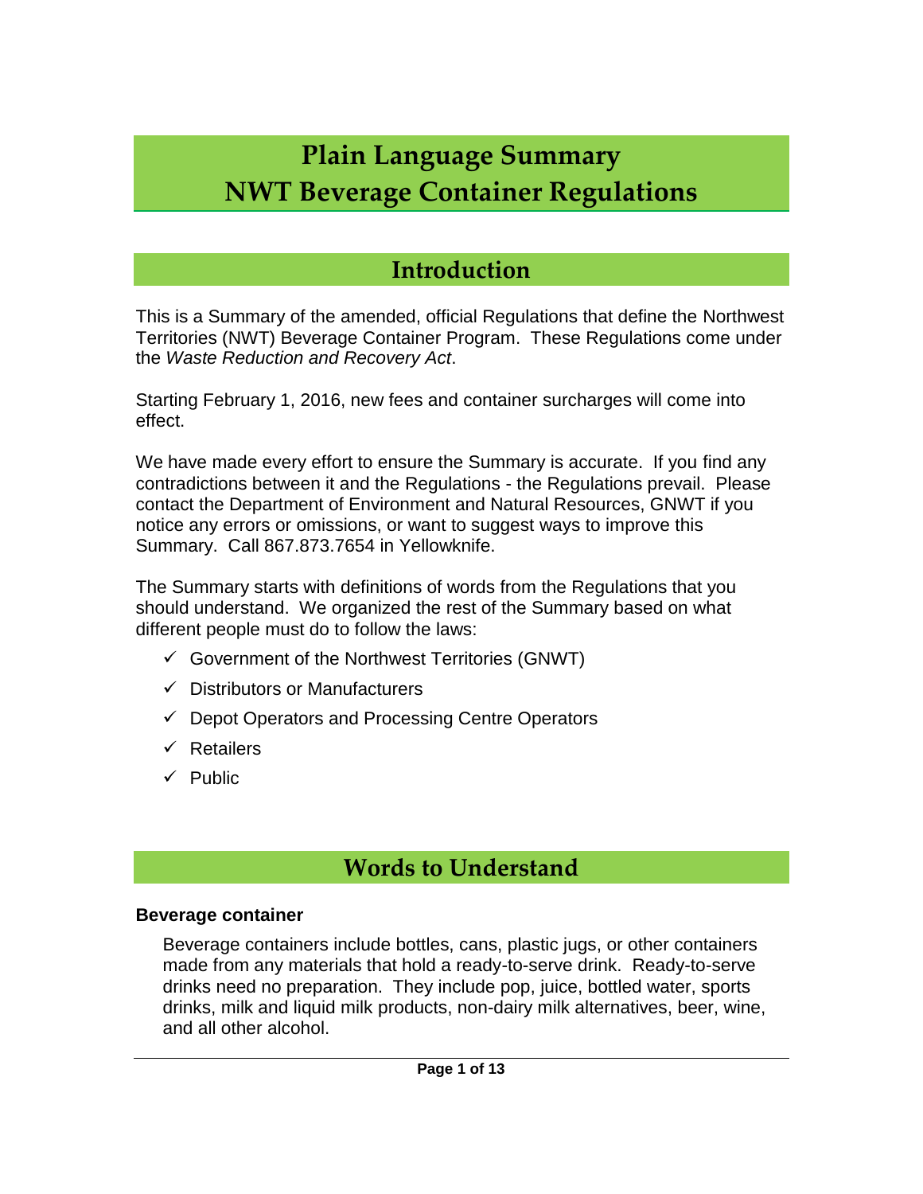# Plain Language Summary
# NWT Beverage Container Regulations

## Introduction

This is a Summary of the amended, official Regulations that define the Northwest Territories (NWT) Beverage Container Program. These Regulations come under the *Waste Reduction and Recovery Act*.

Starting February 1, 2016, new fees and container surcharges will come into effect.

We have made every effort to ensure the Summary is accurate. If you find any contradictions between it and the Regulations - the Regulations prevail. Please contact the Department of Environment and Natural Resources, GNWT if you notice any errors or omissions, or want to suggest ways to improve this Summary. Call 867.873.7654 in Yellowknife.

The Summary starts with definitions of words from the Regulations that you should understand. We organized the rest of the Summary based on what different people must do to follow the laws:

- ✓ Government of the Northwest Territories (GNWT)
- ✓ Distributors or Manufacturers
- ✓ Depot Operators and Processing Centre Operators
- ✓ Retailers
- ✓ Public

## Words to Understand

**Beverage container**

Beverage containers include bottles, cans, plastic jugs, or other containers made from any materials that hold a ready-to-serve drink. Ready-to-serve drinks need no preparation. They include pop, juice, bottled water, sports drinks, milk and liquid milk products, non-dairy milk alternatives, beer, wine, and all other alcohol.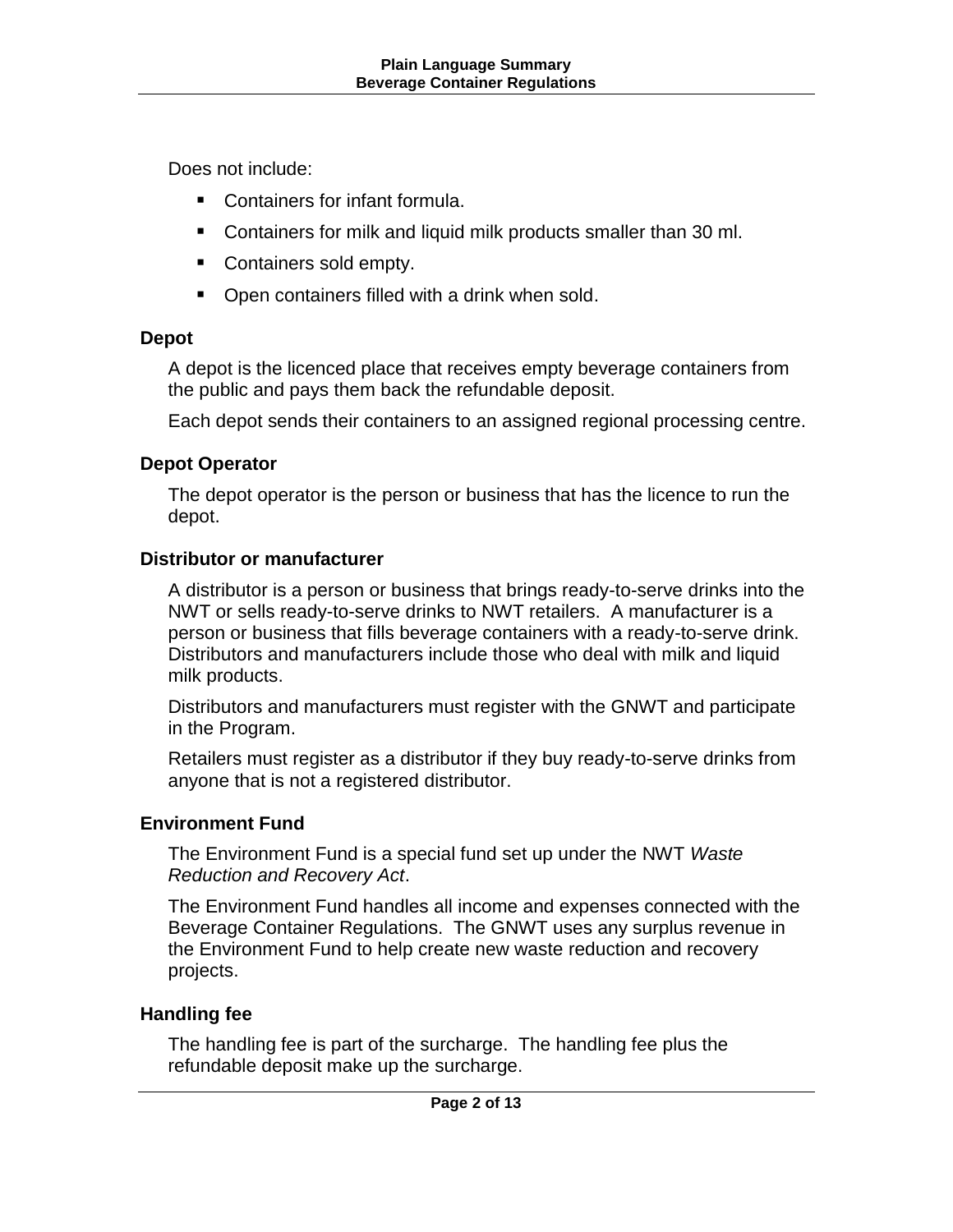Does not include:

- Containers for infant formula.
- Containers for milk and liquid milk products smaller than 30 ml.
- Containers sold empty.
- Open containers filled with a drink when sold.

### Depot

A depot is the licenced place that receives empty beverage containers from the public and pays them back the refundable deposit.

Each depot sends their containers to an assigned regional processing centre.

### Depot Operator

The depot operator is the person or business that has the licence to run the depot.

### Distributor or manufacturer

A distributor is a person or business that brings ready-to-serve drinks into the NWT or sells ready-to-serve drinks to NWT retailers. A manufacturer is a person or business that fills beverage containers with a ready-to-serve drink. Distributors and manufacturers include those who deal with milk and liquid milk products.

Distributors and manufacturers must register with the GNWT and participate in the Program.

Retailers must register as a distributor if they buy ready-to-serve drinks from anyone that is not a registered distributor.

### Environment Fund

The Environment Fund is a special fund set up under the NWT *Waste Reduction and Recovery Act*.

The Environment Fund handles all income and expenses connected with the Beverage Container Regulations. The GNWT uses any surplus revenue in the Environment Fund to help create new waste reduction and recovery projects.

### Handling fee

The handling fee is part of the surcharge. The handling fee plus the refundable deposit make up the surcharge.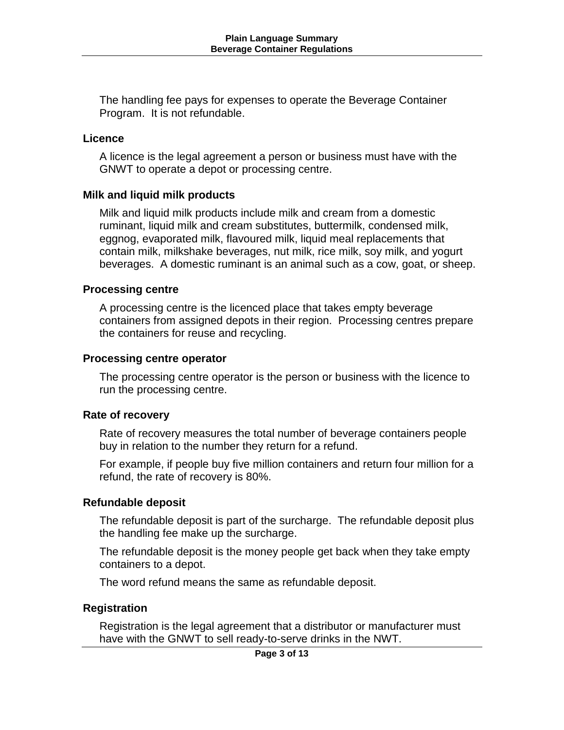The handling fee pays for expenses to operate the Beverage Container Program. It is not refundable.

### Licence

A licence is the legal agreement a person or business must have with the GNWT to operate a depot or processing centre.

### Milk and liquid milk products

Milk and liquid milk products include milk and cream from a domestic ruminant, liquid milk and cream substitutes, buttermilk, condensed milk, eggnog, evaporated milk, flavoured milk, liquid meal replacements that contain milk, milkshake beverages, nut milk, rice milk, soy milk, and yogurt beverages. A domestic ruminant is an animal such as a cow, goat, or sheep.

### Processing centre

A processing centre is the licenced place that takes empty beverage containers from assigned depots in their region. Processing centres prepare the containers for reuse and recycling.

### Processing centre operator

The processing centre operator is the person or business with the licence to run the processing centre.

### Rate of recovery

Rate of recovery measures the total number of beverage containers people buy in relation to the number they return for a refund.

For example, if people buy five million containers and return four million for a refund, the rate of recovery is 80%.

### Refundable deposit

The refundable deposit is part of the surcharge. The refundable deposit plus the handling fee make up the surcharge.

The refundable deposit is the money people get back when they take empty containers to a depot.

The word refund means the same as refundable deposit.

### Registration

Registration is the legal agreement that a distributor or manufacturer must have with the GNWT to sell ready-to-serve drinks in the NWT.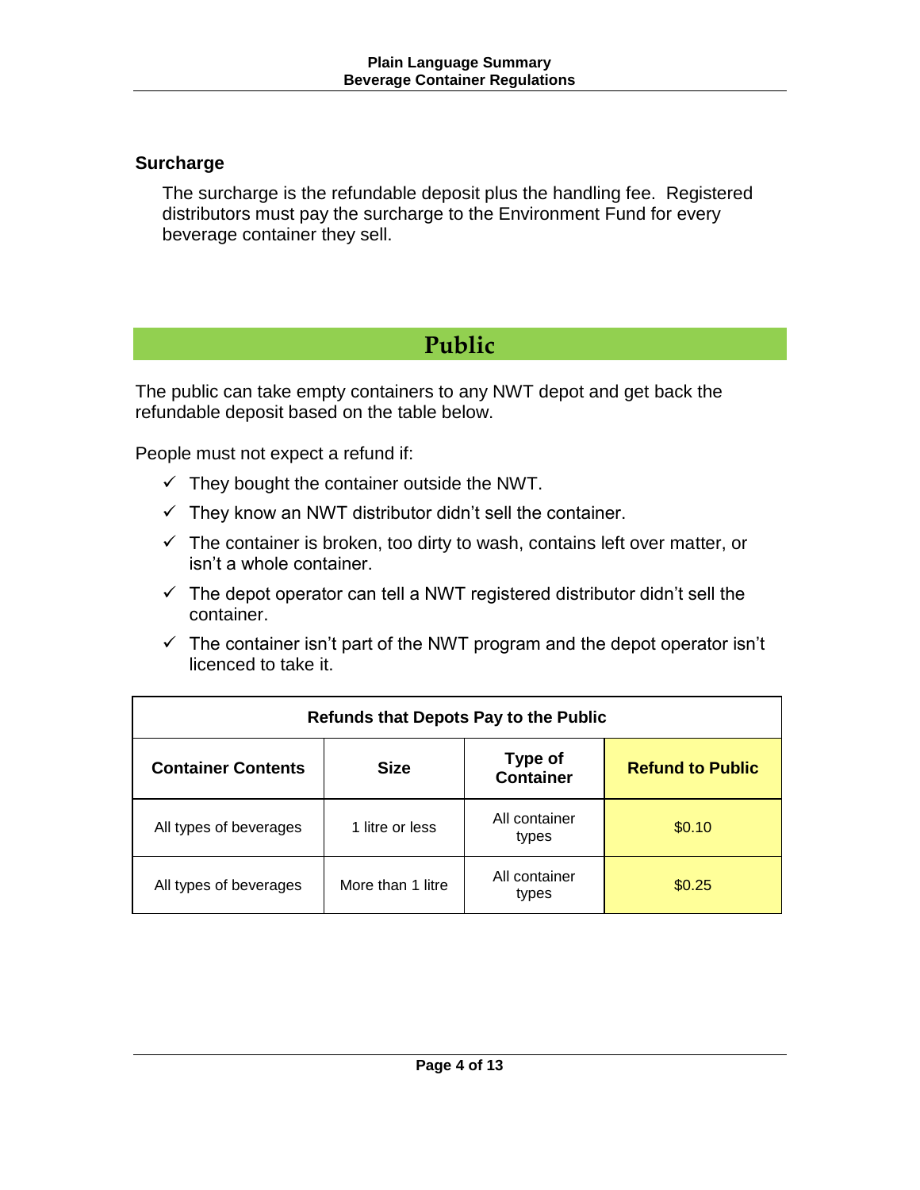### Surcharge

The surcharge is the refundable deposit plus the handling fee. Registered distributors must pay the surcharge to the Environment Fund for every beverage container they sell.

## Public

The public can take empty containers to any NWT depot and get back the refundable deposit based on the table below.

People must not expect a refund if:

- ✓ They bought the container outside the NWT.
- ✓ They know an NWT distributor didn't sell the container.
- ✓ The container is broken, too dirty to wash, contains left over matter, or isn't a whole container.
- ✓ The depot operator can tell a NWT registered distributor didn't sell the container.
- ✓ The container isn't part of the NWT program and the depot operator isn't licenced to take it.

| Refunds that Depots Pay to the Public | | | |
|---|---|---|---|
| **Container Contents** | **Size** | **Type of Container** | **Refund to Public** |
| All types of beverages | 1 litre or less | All container types | $0.10 |
| All types of beverages | More than 1 litre | All container types | $0.25 |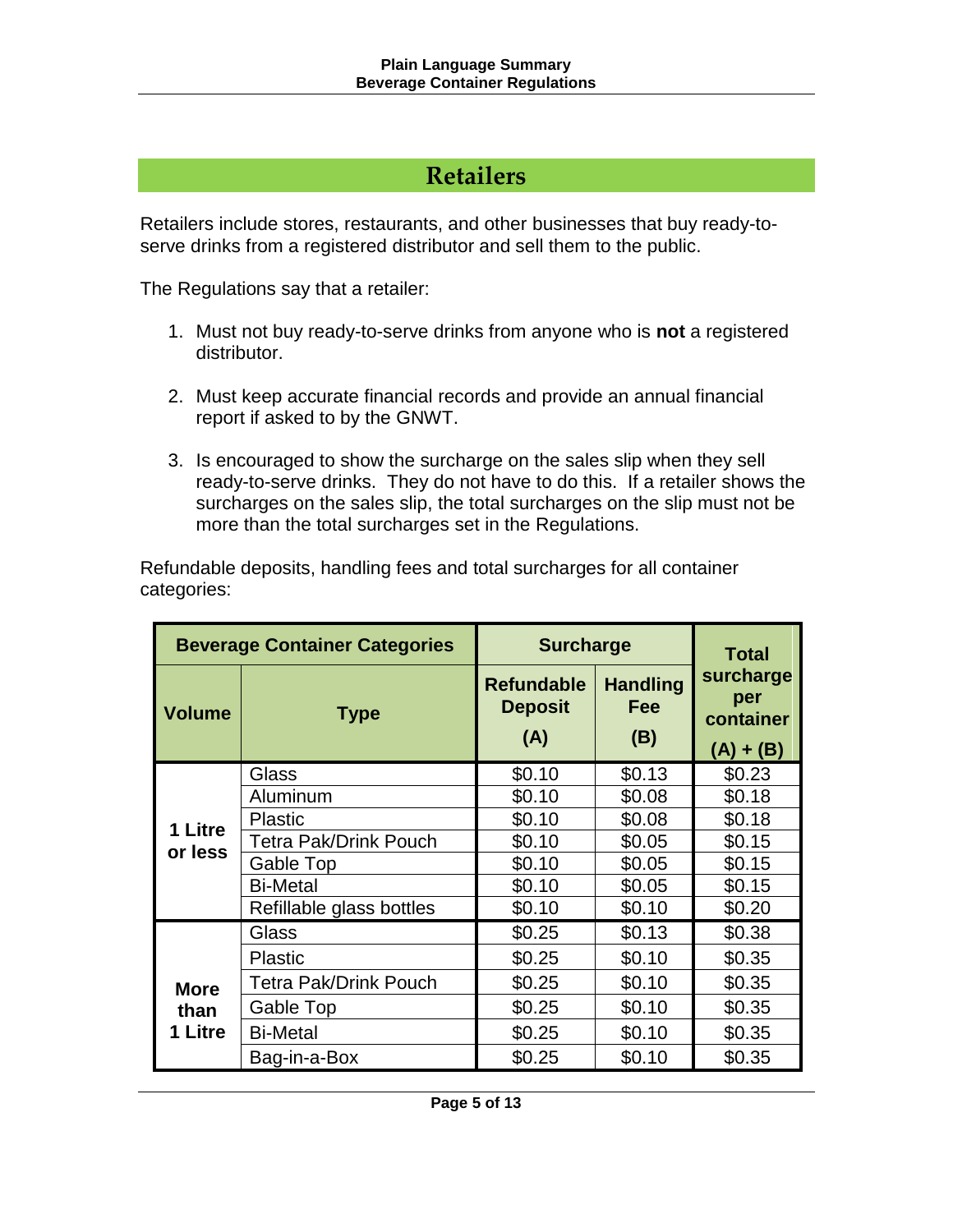## Retailers

Retailers include stores, restaurants, and other businesses that buy ready-to-serve drinks from a registered distributor and sell them to the public.

The Regulations say that a retailer:

1. Must not buy ready-to-serve drinks from anyone who is **not** a registered distributor.

2. Must keep accurate financial records and provide an annual financial report if asked to by the GNWT.

3. Is encouraged to show the surcharge on the sales slip when they sell ready-to-serve drinks. They do not have to do this. If a retailer shows the surcharges on the sales slip, the total surcharges on the slip must not be more than the total surcharges set in the Regulations.

Refundable deposits, handling fees and total surcharges for all container categories:

| Beverage Container Categories | | Surcharge | | Total surcharge per container |
|---|---|---|---|---|
| **Volume** | **Type** | **Refundable Deposit (A)** | **Handling Fee (B)** | **(A) + (B)** |
| 1 Litre or less | Glass | $0.10 | $0.13 | $0.23 |
| | Aluminum | $0.10 | $0.08 | $0.18 |
| | Plastic | $0.10 | $0.08 | $0.18 |
| | Tetra Pak/Drink Pouch | $0.10 | $0.05 | $0.15 |
| | Gable Top | $0.10 | $0.05 | $0.15 |
| | Bi-Metal | $0.10 | $0.05 | $0.15 |
| | Refillable glass bottles | $0.10 | $0.10 | $0.20 |
| More than 1 Litre | Glass | $0.25 | $0.13 | $0.38 |
| | Plastic | $0.25 | $0.10 | $0.35 |
| | Tetra Pak/Drink Pouch | $0.25 | $0.10 | $0.35 |
| | Gable Top | $0.25 | $0.10 | $0.35 |
| | Bi-Metal | $0.25 | $0.10 | $0.35 |
| | Bag-in-a-Box | $0.25 | $0.10 | $0.35 |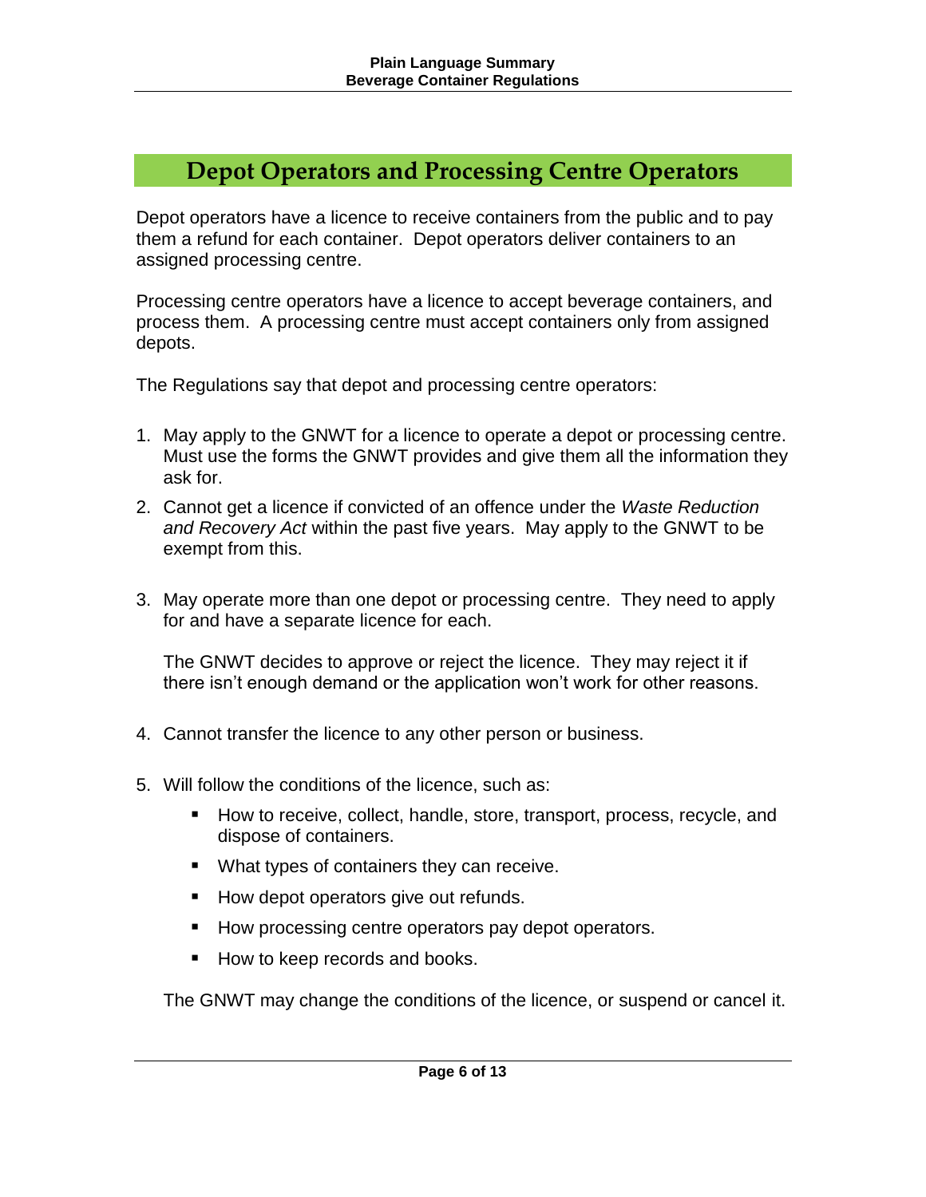## Depot Operators and Processing Centre Operators

Depot operators have a licence to receive containers from the public and to pay them a refund for each container. Depot operators deliver containers to an assigned processing centre.

Processing centre operators have a licence to accept beverage containers, and process them. A processing centre must accept containers only from assigned depots.

The Regulations say that depot and processing centre operators:

1. May apply to the GNWT for a licence to operate a depot or processing centre. Must use the forms the GNWT provides and give them all the information they ask for.

2. Cannot get a licence if convicted of an offence under the *Waste Reduction and Recovery Act* within the past five years. May apply to the GNWT to be exempt from this.

3. May operate more than one depot or processing centre. They need to apply for and have a separate licence for each.

   The GNWT decides to approve or reject the licence. They may reject it if there isn't enough demand or the application won't work for other reasons.

4. Cannot transfer the licence to any other person or business.

5. Will follow the conditions of the licence, such as:

   - How to receive, collect, handle, store, transport, process, recycle, and dispose of containers.
   - What types of containers they can receive.
   - How depot operators give out refunds.
   - How processing centre operators pay depot operators.
   - How to keep records and books.

   The GNWT may change the conditions of the licence, or suspend or cancel it.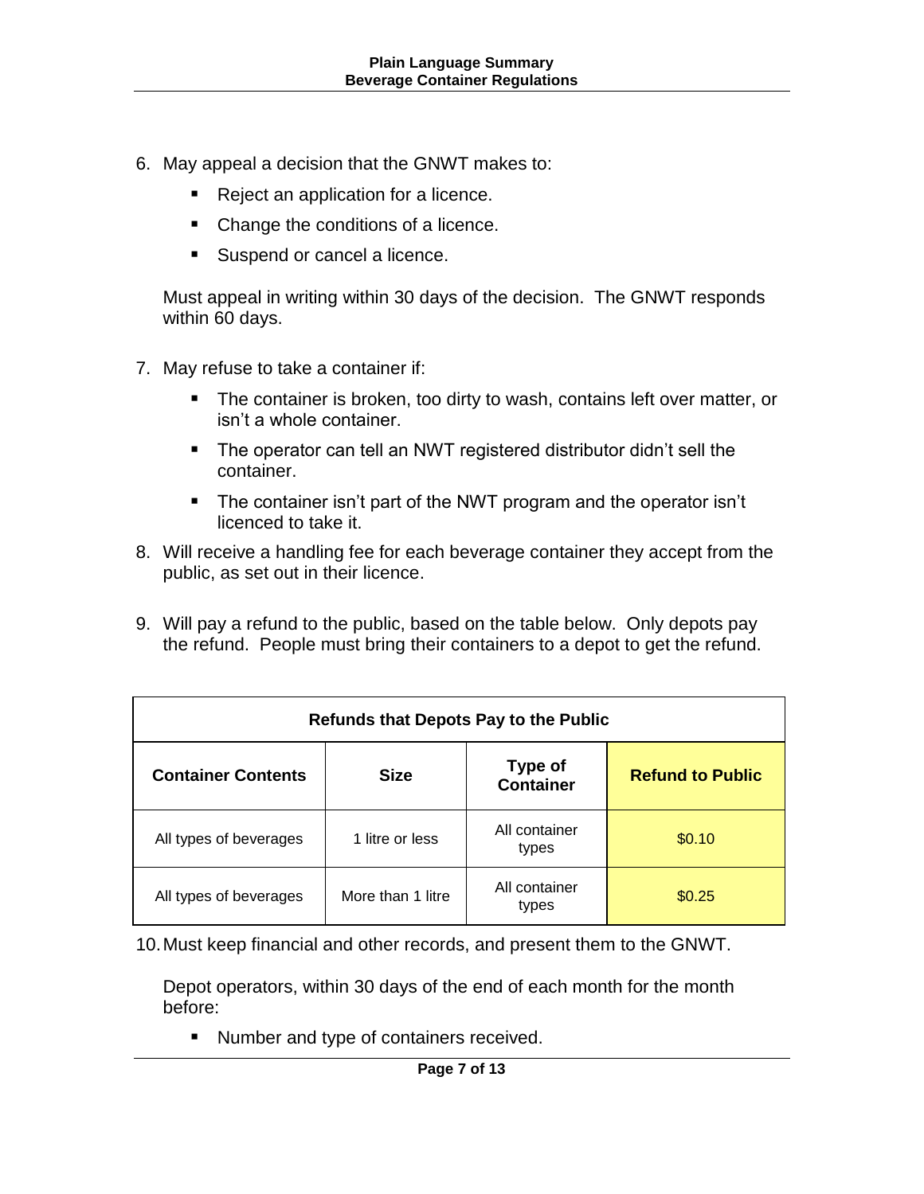6. May appeal a decision that the GNWT makes to:

    - Reject an application for a licence.
    - Change the conditions of a licence.
    - Suspend or cancel a licence.

    Must appeal in writing within 30 days of the decision. The GNWT responds within 60 days.

7. May refuse to take a container if:

    - The container is broken, too dirty to wash, contains left over matter, or isn't a whole container.
    - The operator can tell an NWT registered distributor didn't sell the container.
    - The container isn't part of the NWT program and the operator isn't licenced to take it.

8. Will receive a handling fee for each beverage container they accept from the public, as set out in their licence.

9. Will pay a refund to the public, based on the table below. Only depots pay the refund. People must bring their containers to a depot to get the refund.

| Refunds that Depots Pay to the Public | | | |
|---|---|---|---|
| **Container Contents** | **Size** | **Type of Container** | **Refund to Public** |
| All types of beverages | 1 litre or less | All container types | $0.10 |
| All types of beverages | More than 1 litre | All container types | $0.25 |

10. Must keep financial and other records, and present them to the GNWT.

    Depot operators, within 30 days of the end of each month for the month before:

    - Number and type of containers received.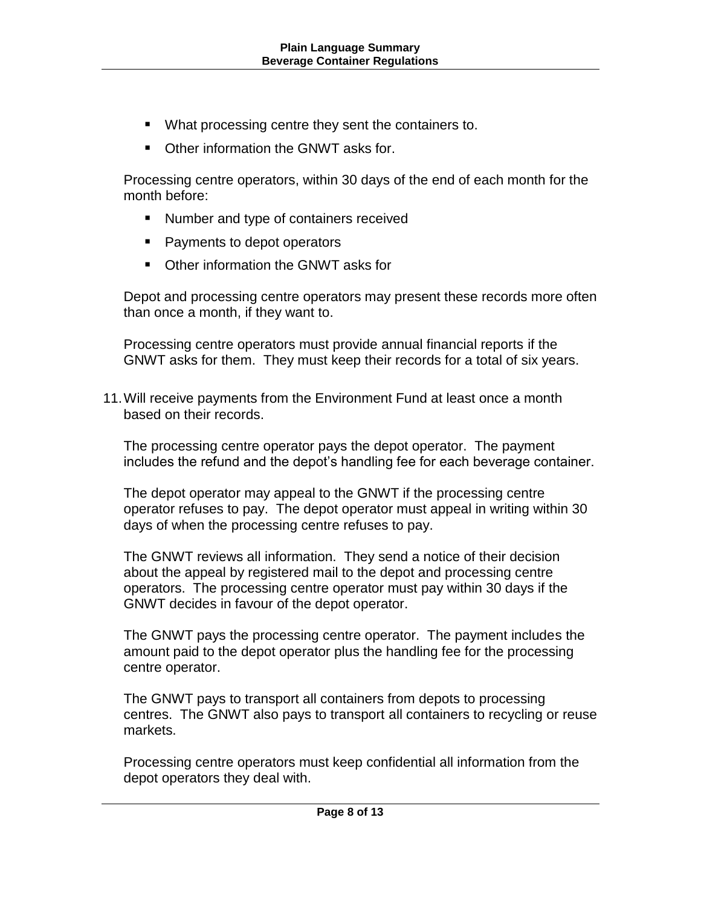- What processing centre they sent the containers to.
- Other information the GNWT asks for.

Processing centre operators, within 30 days of the end of each month for the month before:

- Number and type of containers received
- Payments to depot operators
- Other information the GNWT asks for

Depot and processing centre operators may present these records more often than once a month, if they want to.

Processing centre operators must provide annual financial reports if the GNWT asks for them. They must keep their records for a total of six years.

11. Will receive payments from the Environment Fund at least once a month based on their records.

    The processing centre operator pays the depot operator. The payment includes the refund and the depot's handling fee for each beverage container.

    The depot operator may appeal to the GNWT if the processing centre operator refuses to pay. The depot operator must appeal in writing within 30 days of when the processing centre refuses to pay.

    The GNWT reviews all information. They send a notice of their decision about the appeal by registered mail to the depot and processing centre operators. The processing centre operator must pay within 30 days if the GNWT decides in favour of the depot operator.

    The GNWT pays the processing centre operator. The payment includes the amount paid to the depot operator plus the handling fee for the processing centre operator.

    The GNWT pays to transport all containers from depots to processing centres. The GNWT also pays to transport all containers to recycling or reuse markets.

    Processing centre operators must keep confidential all information from the depot operators they deal with.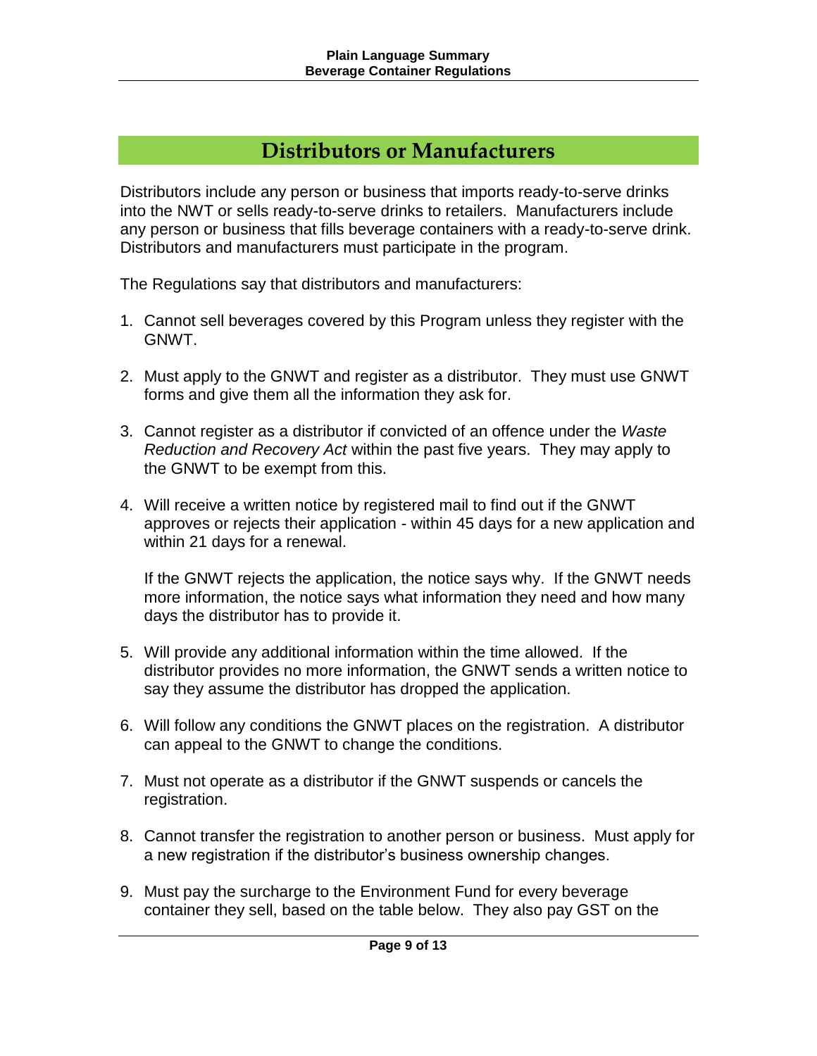## Distributors or Manufacturers

Distributors include any person or business that imports ready-to-serve drinks into the NWT or sells ready-to-serve drinks to retailers. Manufacturers include any person or business that fills beverage containers with a ready-to-serve drink. Distributors and manufacturers must participate in the program.

The Regulations say that distributors and manufacturers:

1. Cannot sell beverages covered by this Program unless they register with the GNWT.
2. Must apply to the GNWT and register as a distributor. They must use GNWT forms and give them all the information they ask for.
3. Cannot register as a distributor if convicted of an offence under the *Waste Reduction and Recovery Act* within the past five years. They may apply to the GNWT to be exempt from this.
4. Will receive a written notice by registered mail to find out if the GNWT approves or rejects their application - within 45 days for a new application and within 21 days for a renewal.

   If the GNWT rejects the application, the notice says why. If the GNWT needs more information, the notice says what information they need and how many days the distributor has to provide it.
5. Will provide any additional information within the time allowed. If the distributor provides no more information, the GNWT sends a written notice to say they assume the distributor has dropped the application.
6. Will follow any conditions the GNWT places on the registration. A distributor can appeal to the GNWT to change the conditions.
7. Must not operate as a distributor if the GNWT suspends or cancels the registration.
8. Cannot transfer the registration to another person or business. Must apply for a new registration if the distributor's business ownership changes.
9. Must pay the surcharge to the Environment Fund for every beverage container they sell, based on the table below. They also pay GST on the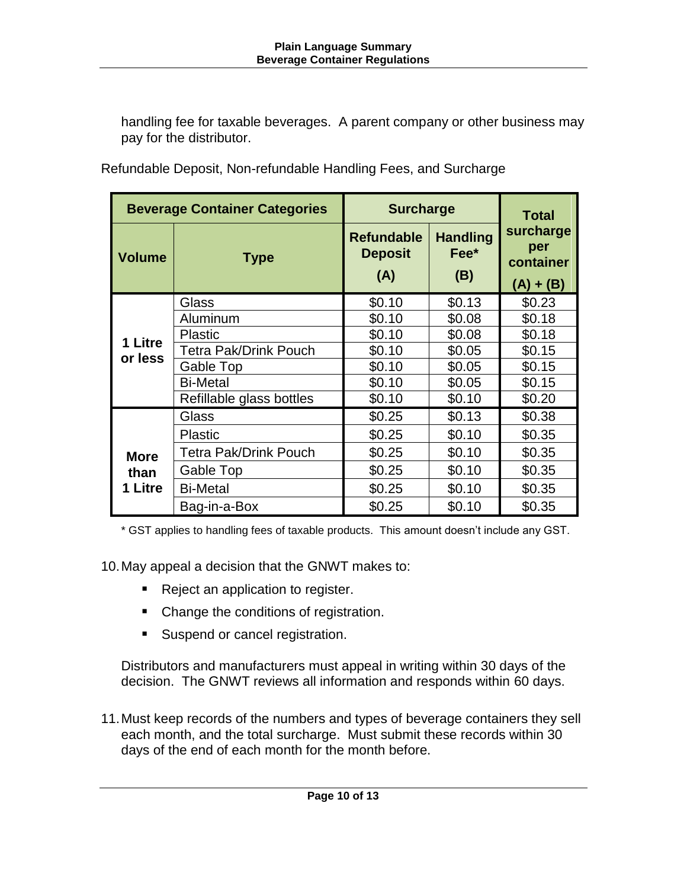handling fee for taxable beverages. A parent company or other business may pay for the distributor.

Refundable Deposit, Non-refundable Handling Fees, and Surcharge

| Beverage Container Categories | | Surcharge | | Total surcharge per container |
|---|---|---|---|---|
| Volume | Type | Refundable Deposit (A) | Handling Fee* (B) | (A) + (B) |
| 1 Litre or less | Glass | $0.10 | $0.13 | $0.23 |
| | Aluminum | $0.10 | $0.08 | $0.18 |
| | Plastic | $0.10 | $0.08 | $0.18 |
| | Tetra Pak/Drink Pouch | $0.10 | $0.05 | $0.15 |
| | Gable Top | $0.10 | $0.05 | $0.15 |
| | Bi-Metal | $0.10 | $0.05 | $0.15 |
| | Refillable glass bottles | $0.10 | $0.10 | $0.20 |
| More than 1 Litre | Glass | $0.25 | $0.13 | $0.38 |
| | Plastic | $0.25 | $0.10 | $0.35 |
| | Tetra Pak/Drink Pouch | $0.25 | $0.10 | $0.35 |
| | Gable Top | $0.25 | $0.10 | $0.35 |
| | Bi-Metal | $0.25 | $0.10 | $0.35 |
| | Bag-in-a-Box | $0.25 | $0.10 | $0.35 |

* GST applies to handling fees of taxable products. This amount doesn't include any GST.

10. May appeal a decision that the GNWT makes to:
    - Reject an application to register.
    - Change the conditions of registration.
    - Suspend or cancel registration.

    Distributors and manufacturers must appeal in writing within 30 days of the decision. The GNWT reviews all information and responds within 60 days.

11. Must keep records of the numbers and types of beverage containers they sell each month, and the total surcharge. Must submit these records within 30 days of the end of each month for the month before.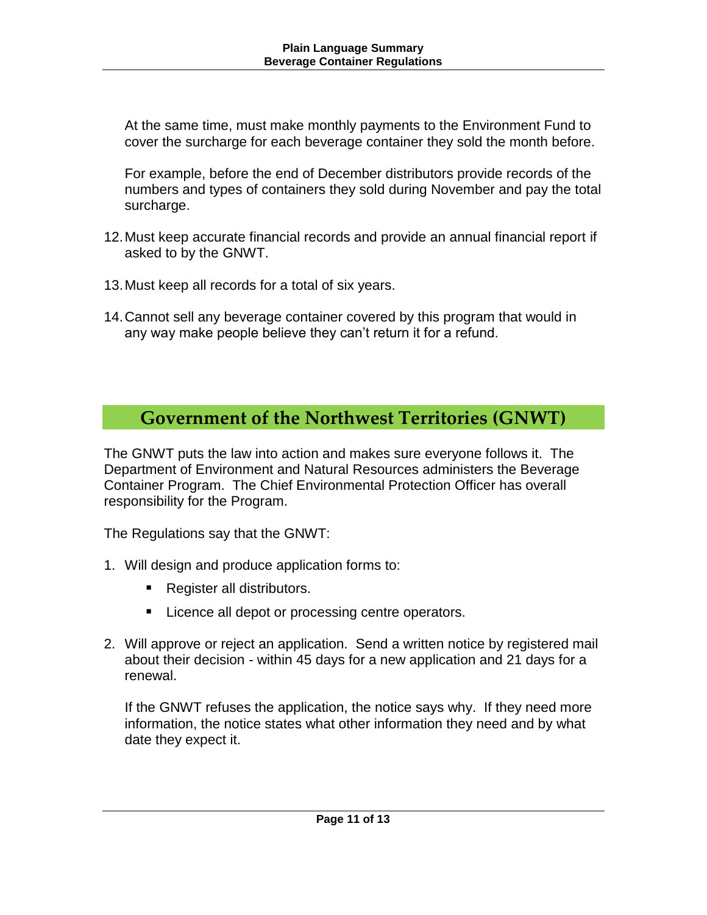At the same time, must make monthly payments to the Environment Fund to cover the surcharge for each beverage container they sold the month before.

For example, before the end of December distributors provide records of the numbers and types of containers they sold during November and pay the total surcharge.

12. Must keep accurate financial records and provide an annual financial report if asked to by the GNWT.

13. Must keep all records for a total of six years.

14. Cannot sell any beverage container covered by this program that would in any way make people believe they can't return it for a refund.

## Government of the Northwest Territories (GNWT)

The GNWT puts the law into action and makes sure everyone follows it. The Department of Environment and Natural Resources administers the Beverage Container Program. The Chief Environmental Protection Officer has overall responsibility for the Program.

The Regulations say that the GNWT:

1. Will design and produce application forms to:
   - Register all distributors.
   - Licence all depot or processing centre operators.

2. Will approve or reject an application. Send a written notice by registered mail about their decision - within 45 days for a new application and 21 days for a renewal.

   If the GNWT refuses the application, the notice says why. If they need more information, the notice states what other information they need and by what date they expect it.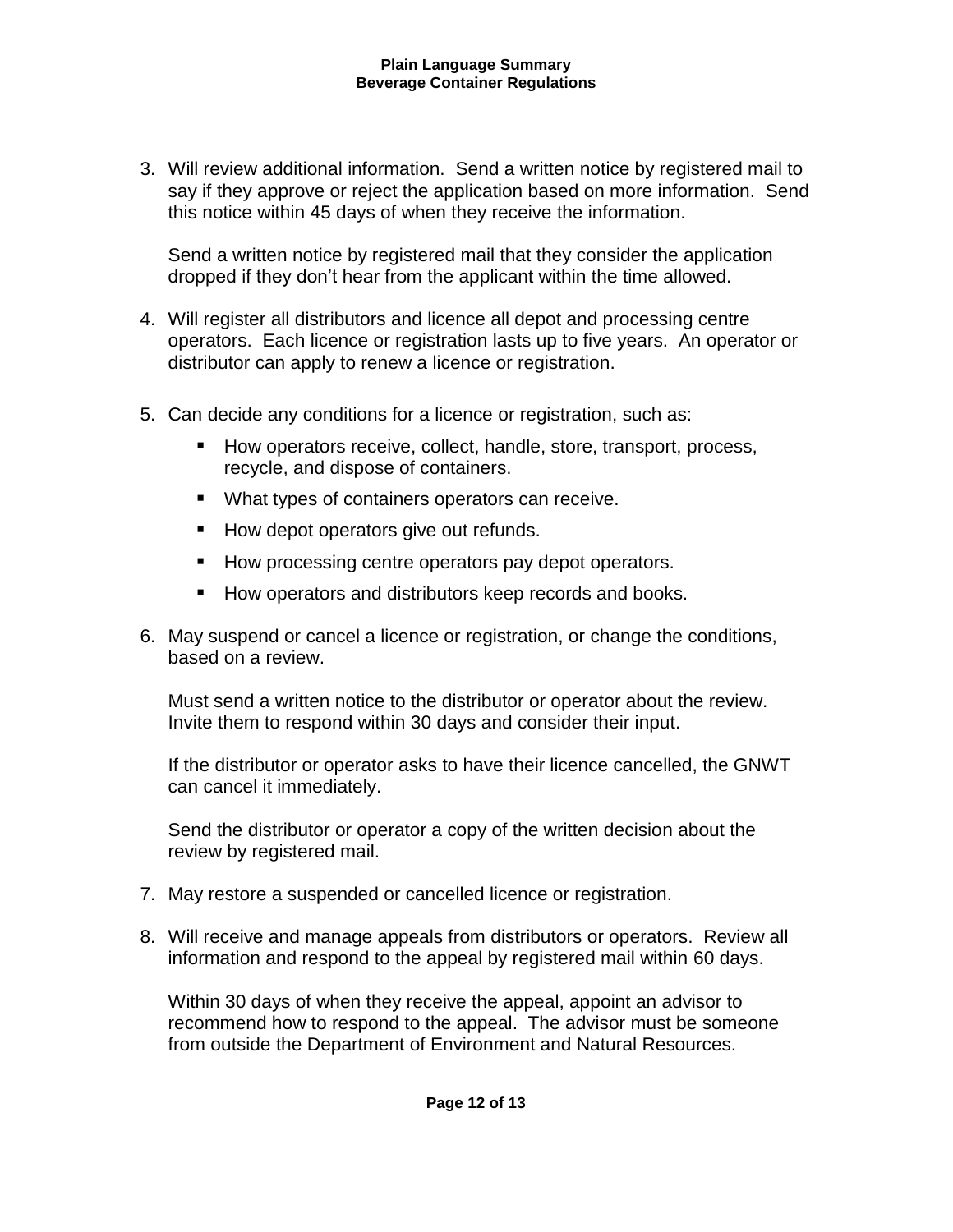3. Will review additional information.  Send a written notice by registered mail to say if they approve or reject the application based on more information.  Send this notice within 45 days of when they receive the information.

   Send a written notice by registered mail that they consider the application dropped if they don't hear from the applicant within the time allowed.

4. Will register all distributors and licence all depot and processing centre operators.  Each licence or registration lasts up to five years.  An operator or distributor can apply to renew a licence or registration.

5. Can decide any conditions for a licence or registration, such as:

   - How operators receive, collect, handle, store, transport, process, recycle, and dispose of containers.
   - What types of containers operators can receive.
   - How depot operators give out refunds.
   - How processing centre operators pay depot operators.
   - How operators and distributors keep records and books.

6. May suspend or cancel a licence or registration, or change the conditions, based on a review.

   Must send a written notice to the distributor or operator about the review.  Invite them to respond within 30 days and consider their input.

   If the distributor or operator asks to have their licence cancelled, the GNWT can cancel it immediately.

   Send the distributor or operator a copy of the written decision about the review by registered mail.

7. May restore a suspended or cancelled licence or registration.

8. Will receive and manage appeals from distributors or operators.  Review all information and respond to the appeal by registered mail within 60 days.

   Within 30 days of when they receive the appeal, appoint an advisor to recommend how to respond to the appeal.  The advisor must be someone from outside the Department of Environment and Natural Resources.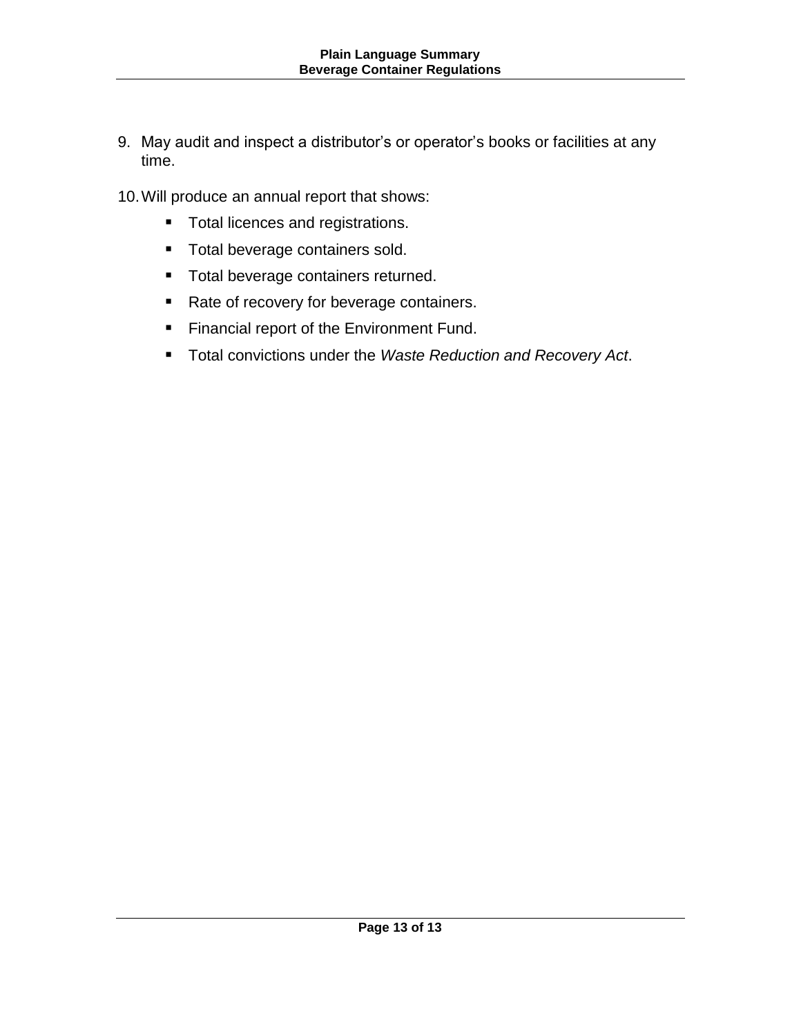9. May audit and inspect a distributor's or operator's books or facilities at any time.

10. Will produce an annual report that shows:
    - Total licences and registrations.
    - Total beverage containers sold.
    - Total beverage containers returned.
    - Rate of recovery for beverage containers.
    - Financial report of the Environment Fund.
    - Total convictions under the *Waste Reduction and Recovery Act*.